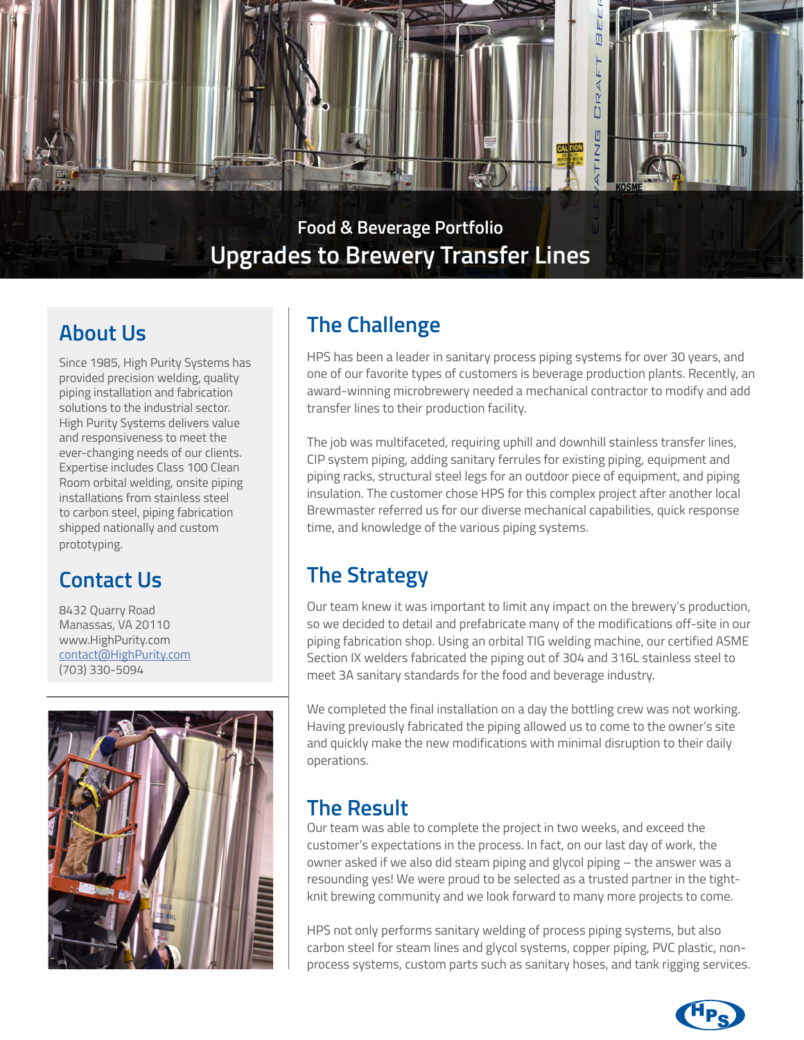Food & Beverage Portfolio

# Upgrades to Brewery Transfer Lines

## About Us

Since 1985, High Purity Systems has provided precision welding, quality piping installation and fabrication solutions to the industrial sector. High Purity Systems delivers value and responsiveness to meet the ever-changing needs of our clients. Expertise includes Class 100 Clean Room orbital welding, onsite piping installations from stainless steel to carbon steel, piping fabrication shipped nationally and custom prototyping.

## Contact Us

8432 Quarry Road
Manassas, VA 20110
www.HighPurity.com
contact@HighPurity.com
(703) 330-5094

## The Challenge

HPS has been a leader in sanitary process piping systems for over 30 years, and one of our favorite types of customers is beverage production plants. Recently, an award-winning microbrewery needed a mechanical contractor to modify and add transfer lines to their production facility.

The job was multifaceted, requiring uphill and downhill stainless transfer lines, CIP system piping, adding sanitary ferrules for existing piping, equipment and piping racks, structural steel legs for an outdoor piece of equipment, and piping insulation. The customer chose HPS for this complex project after another local Brewmaster referred us for our diverse mechanical capabilities, quick response time, and knowledge of the various piping systems.

## The Strategy

Our team knew it was important to limit any impact on the brewery's production, so we decided to detail and prefabricate many of the modifications off-site in our piping fabrication shop. Using an orbital TIG welding machine, our certified ASME Section IX welders fabricated the piping out of 304 and 316L stainless steel to meet 3A sanitary standards for the food and beverage industry.

We completed the final installation on a day the bottling crew was not working. Having previously fabricated the piping allowed us to come to the owner's site and quickly make the new modifications with minimal disruption to their daily operations.

## The Result

Our team was able to complete the project in two weeks, and exceed the customer's expectations in the process. In fact, on our last day of work, the owner asked if we also did steam piping and glycol piping – the answer was a resounding yes! We were proud to be selected as a trusted partner in the tight-knit brewing community and we look forward to many more projects to come.

HPS not only performs sanitary welding of process piping systems, but also carbon steel for steam lines and glycol systems, copper piping, PVC plastic, non-process systems, custom parts such as sanitary hoses, and tank rigging services.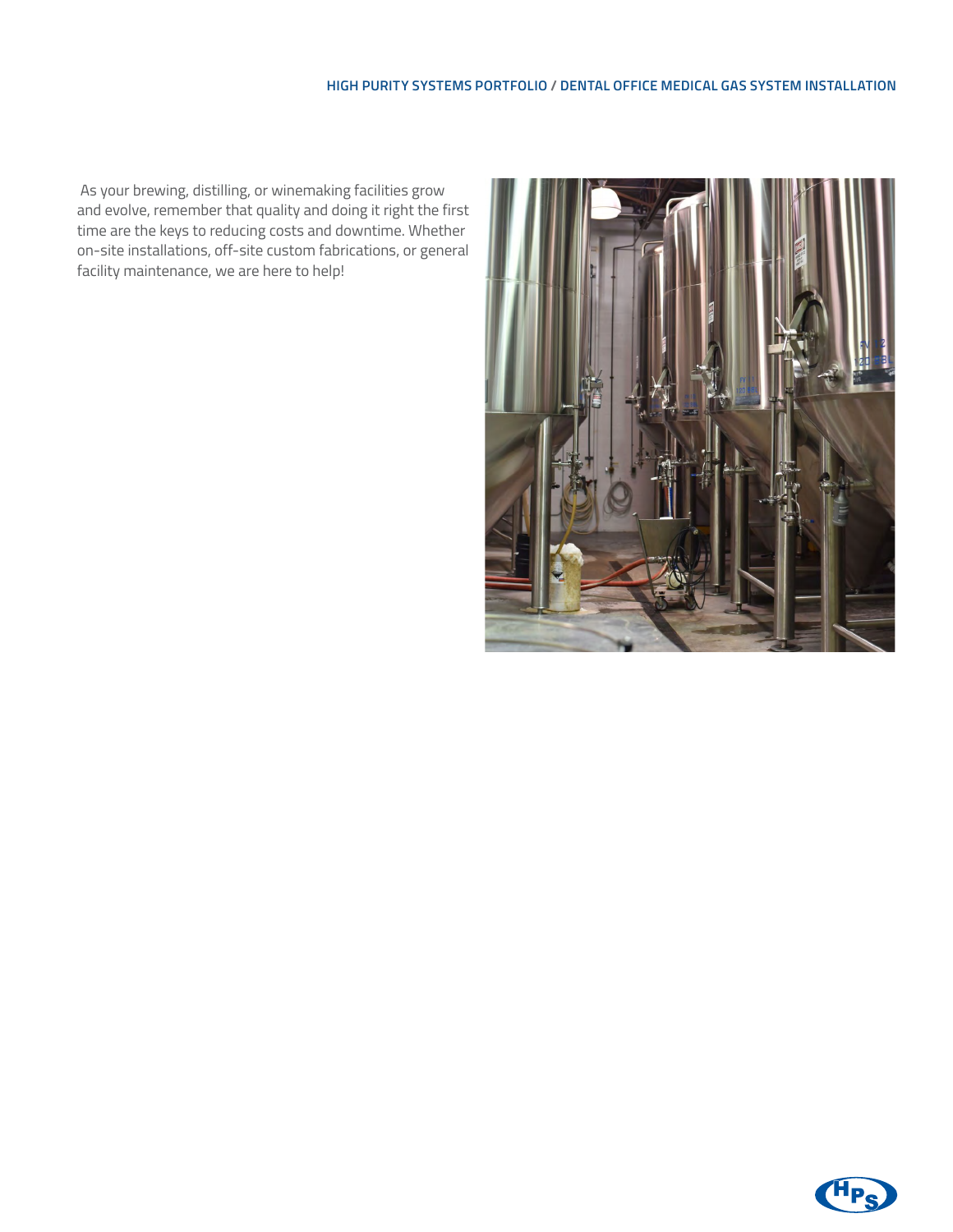As your brewing, distilling, or winemaking facilities grow and evolve, remember that quality and doing it right the first time are the keys to reducing costs and downtime. Whether on-site installations, off-site custom fabrications, or general facility maintenance, we are here to help!